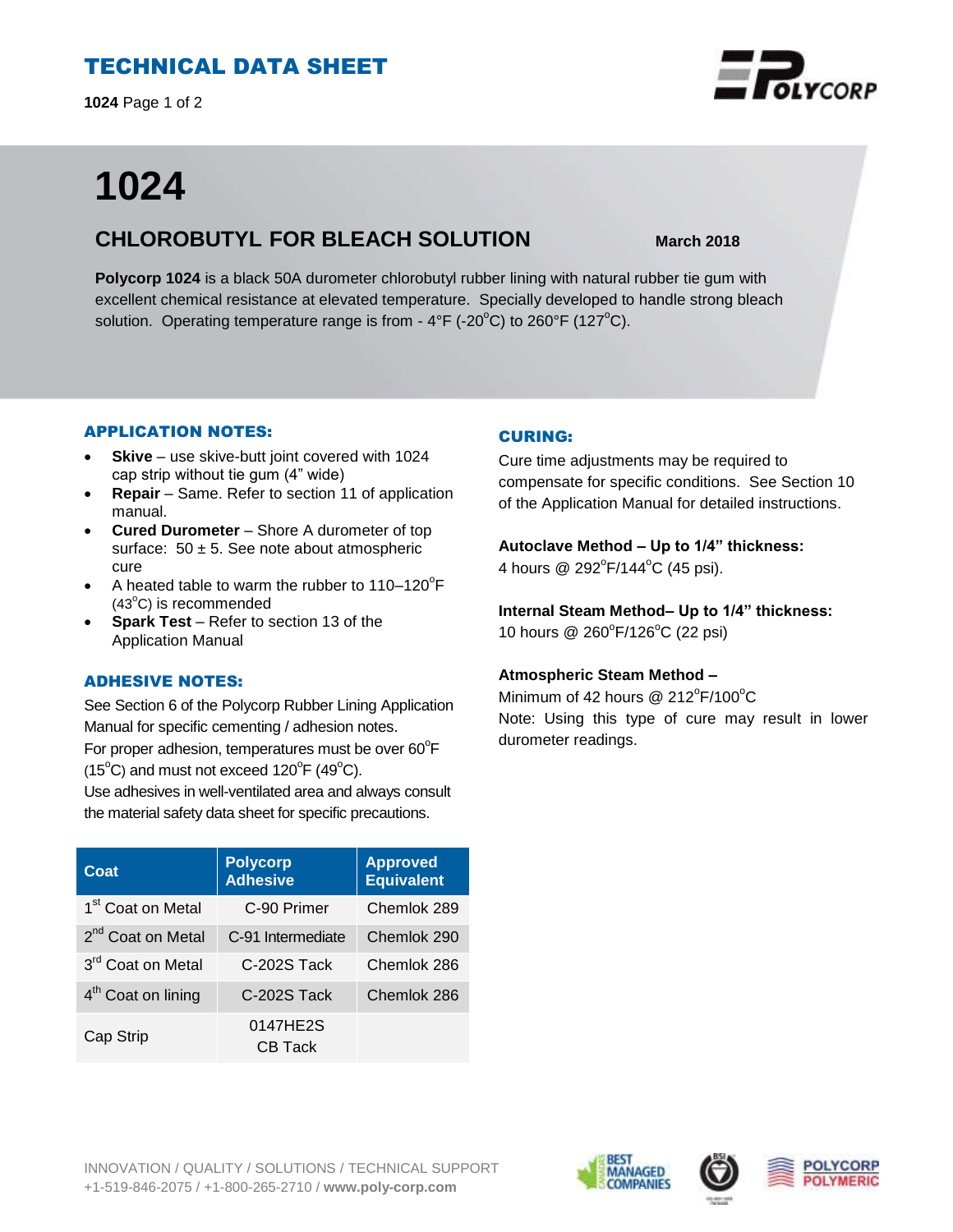# TECHNICAL DATA SHEET

# 1024

## CHLOROBUTYL FOR BLEACH SOLUTION

**March 2018**

**Polycorp 1024** is a black 50A durometer chlorobutyl rubber lining with natural rubber tie gum with excellent chemical resistance at elevated temperature. Specially developed to handle strong bleach solution. Operating temperature range is from - 4°F (-20°C) to 260°F (127°C).

### APPLICATION NOTES:

- **Skive** – use skive-butt joint covered with 1024 cap strip without tie gum (4" wide)
- **Repair** – Same. Refer to section 11 of application manual.
- **Cured Durometer** – Shore A durometer of top surface: 50 ± 5. See note about atmospheric cure
- A heated table to warm the rubber to 110–120°F (43°C) is recommended
- **Spark Test** – Refer to section 13 of the Application Manual

### ADHESIVE NOTES:

See Section 6 of the Polycorp Rubber Lining Application Manual for specific cementing / adhesion notes.

For proper adhesion, temperatures must be over 60°F (15°C) and must not exceed 120°F (49°C).

Use adhesives in well-ventilated area and always consult the material safety data sheet for specific precautions.

| Coat | Polycorp Adhesive | Approved Equivalent |
| --- | --- | --- |
| 1st Coat on Metal | C-90 Primer | Chemlok 289 |
| 2nd Coat on Metal | C-91 Intermediate | Chemlok 290 |
| 3rd Coat on Metal | C-202S Tack | Chemlok 286 |
| 4th Coat on lining | C-202S Tack | Chemlok 286 |
| Cap Strip | 0147HE2S CB Tack | |

### CURING:

Cure time adjustments may be required to compensate for specific conditions. See Section 10 of the Application Manual for detailed instructions.

**Autoclave Method – Up to 1/4" thickness:**
4 hours @ 292°F/144°C (45 psi).

**Internal Steam Method– Up to 1/4" thickness:**
10 hours @ 260°F/126°C (22 psi)

**Atmospheric Steam Method –**
Minimum of 42 hours @ 212°F/100°C
Note: Using this type of cure may result in lower durometer readings.

INNOVATION / QUALITY / SOLUTIONS / TECHNICAL SUPPORT
+1-519-846-2075 / +1-800-265-2710 / **www.poly-corp.com**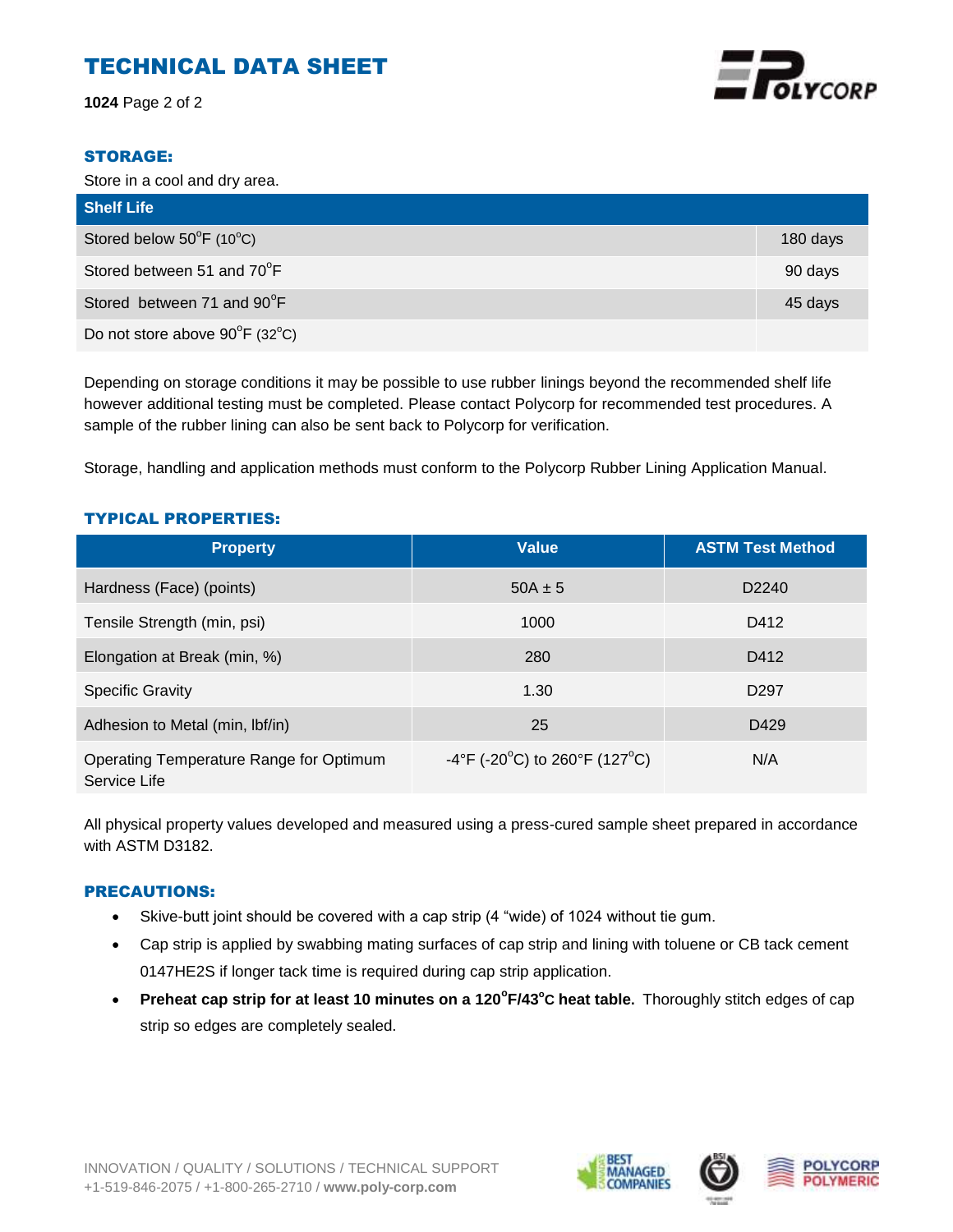# TECHNICAL DATA SHEET

**1024** Page 2 of 2

## STORAGE:

Store in a cool and dry area.

| Shelf Life | |
|---|---|
| Stored below 50°F (10°C) | 180 days |
| Stored between 51 and 70°F | 90 days |
| Stored between 71 and 90°F | 45 days |
| Do not store above 90°F (32°C) | |

Depending on storage conditions it may be possible to use rubber linings beyond the recommended shelf life however additional testing must be completed. Please contact Polycorp for recommended test procedures. A sample of the rubber lining can also be sent back to Polycorp for verification.

Storage, handling and application methods must conform to the Polycorp Rubber Lining Application Manual.

## TYPICAL PROPERTIES:

| Property | Value | ASTM Test Method |
|---|---|---|
| Hardness (Face) (points) | 50A ± 5 | D2240 |
| Tensile Strength (min, psi) | 1000 | D412 |
| Elongation at Break (min, %) | 280 | D412 |
| Specific Gravity | 1.30 | D297 |
| Adhesion to Metal (min, lbf/in) | 25 | D429 |
| Operating Temperature Range for Optimum Service Life | -4°F (-20°C) to 260°F (127°C) | N/A |

All physical property values developed and measured using a press-cured sample sheet prepared in accordance with ASTM D3182.

## PRECAUTIONS:

- Skive-butt joint should be covered with a cap strip (4 "wide) of 1024 without tie gum.
- Cap strip is applied by swabbing mating surfaces of cap strip and lining with toluene or CB tack cement 0147HE2S if longer tack time is required during cap strip application.
- **Preheat cap strip for at least 10 minutes on a 120°F/43°C heat table.** Thoroughly stitch edges of cap strip so edges are completely sealed.

INNOVATION / QUALITY / SOLUTIONS / TECHNICAL SUPPORT
+1-519-846-2075 / +1-800-265-2710 / **www.poly-corp.com**